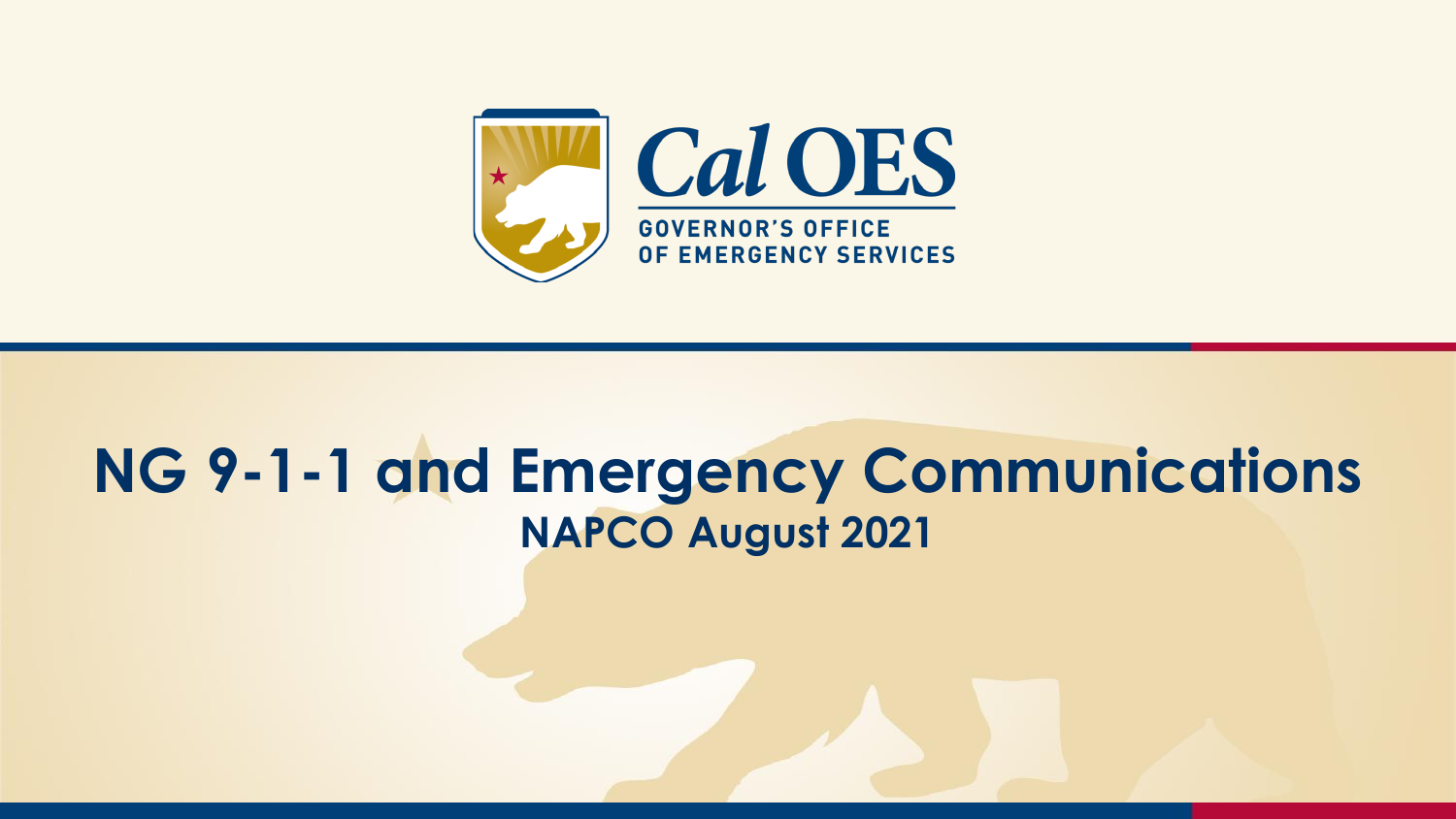Cal OES

GOVERNOR'S OFFICE OF EMERGENCY SERVICES

# NG 9-1-1 and Emergency Communications

## NAPCO August 2021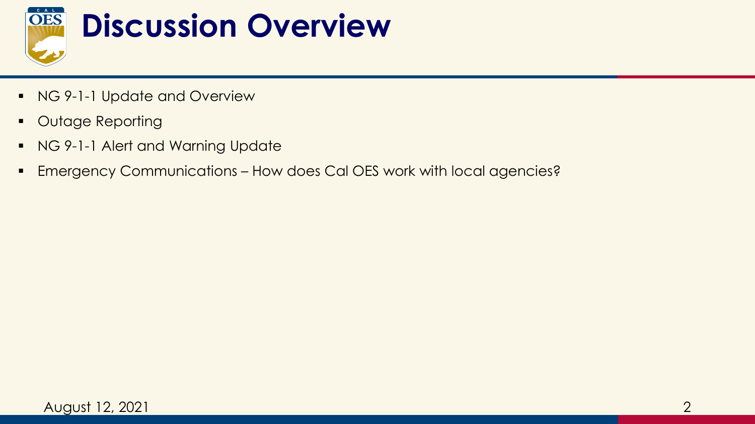# Discussion Overview

- NG 9-1-1 Update and Overview
- Outage Reporting
- NG 9-1-1 Alert and Warning Update
- Emergency Communications – How does Cal OES work with local agencies?

August 12, 2021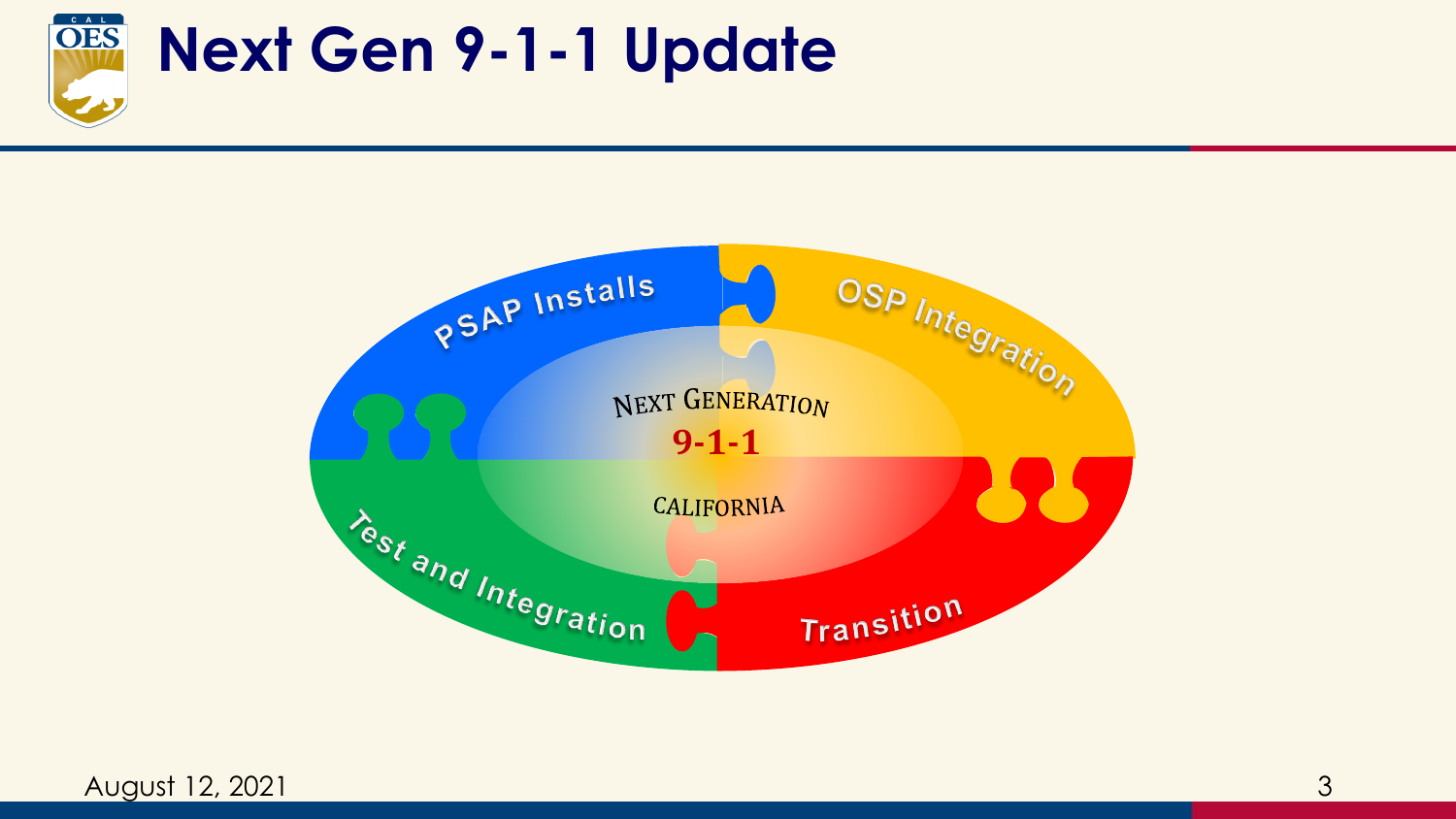# Next Gen 9-1-1 Update

- PSAP Installs
- OSP Integration
- Transition
- Test and Integration

NEXT GENERATION

**9-1-1**

CALIFORNIA

August 12, 2021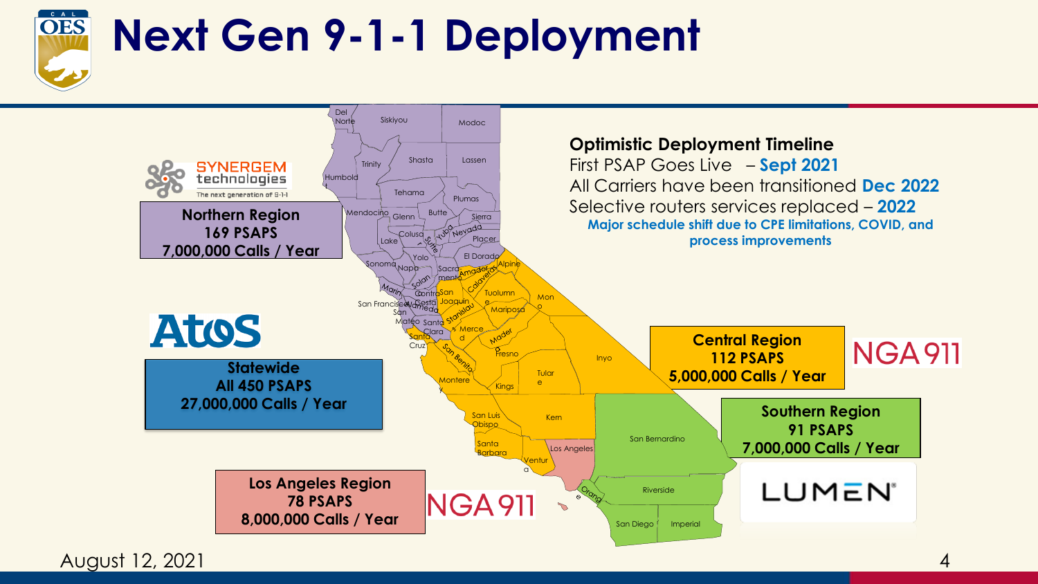# Next Gen 9-1-1 Deployment

**Optimistic Deployment Timeline**

First PSAP Goes Live – **Sept 2021**

All Carriers have been transitioned **Dec 2022**

Selective routers services replaced – **2022**

**Major schedule shift due to CPE limitations, COVID, and process improvements**

SYNERGEM technologies — The next generation of 9-1-1

**Northern Region**
**169 PSAPS**
**7,000,000 Calls / Year**

Atos

**Statewide**
**All 450 PSAPS**
**27,000,000 Calls / Year**

NGA911

**Central Region**
**112 PSAPS**
**5,000,000 Calls / Year**

LUMEN

**Southern Region**
**91 PSAPS**
**7,000,000 Calls / Year**

NGA911

**Los Angeles Region**
**78 PSAPS**
**8,000,000 Calls / Year**

August 12, 2021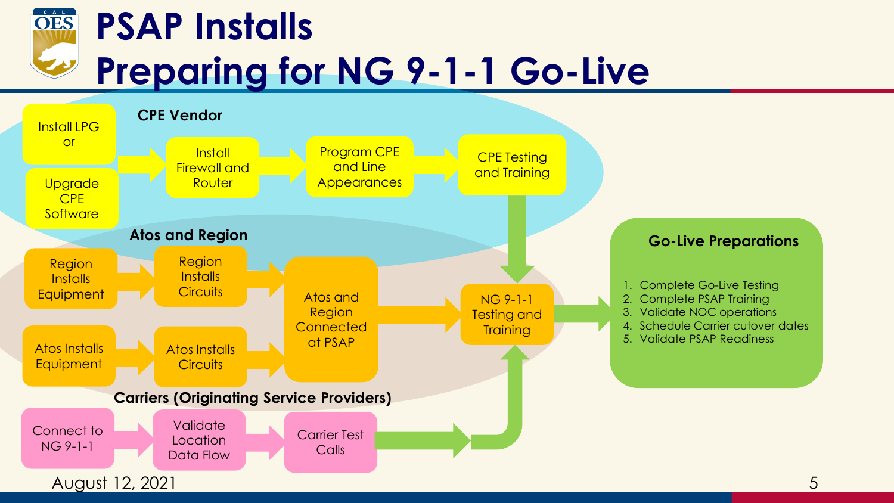# PSAP Installs
# Preparing for NG 9-1-1 Go-Live

**CPE Vendor**

- Install LPG or Upgrade CPE Software → Install Firewall and Router → Program CPE and Line Appearances → CPE Testing and Training

**Atos and Region**

- Region Installs Equipment → Region Installs Circuits → Atos and Region Connected at PSAP
- Atos Installs Equipment → Atos Installs Circuits → Atos and Region Connected at PSAP
- Atos and Region Connected at PSAP → NG 9-1-1 Testing and Training

**Carriers (Originating Service Providers)**

- Connect to NG 9-1-1 → Validate Location Data Flow → Carrier Test Calls → NG 9-1-1 Testing and Training

NG 9-1-1 Testing and Training → Go-Live Preparations

**Go-Live Preparations**

1. Complete Go-Live Testing
2. Complete PSAP Training
3. Validate NOC operations
4. Schedule Carrier cutover dates
5. Validate PSAP Readiness

August 12, 2021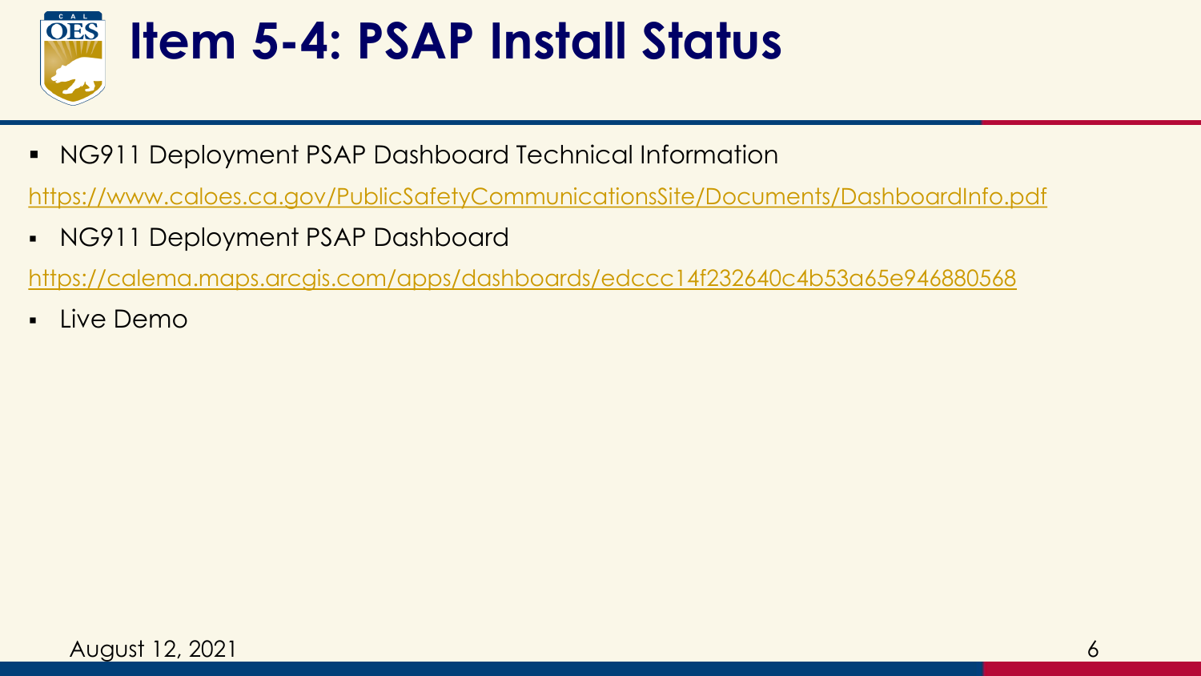# Item 5-4: PSAP Install Status

- NG911 Deployment PSAP Dashboard Technical Information

https://www.caloes.ca.gov/PublicSafetyCommunicationsSite/Documents/DashboardInfo.pdf

- NG911 Deployment PSAP Dashboard

https://calema.maps.arcgis.com/apps/dashboards/edccc14f232640c4b53a65e946880568

- Live Demo

August 12, 2021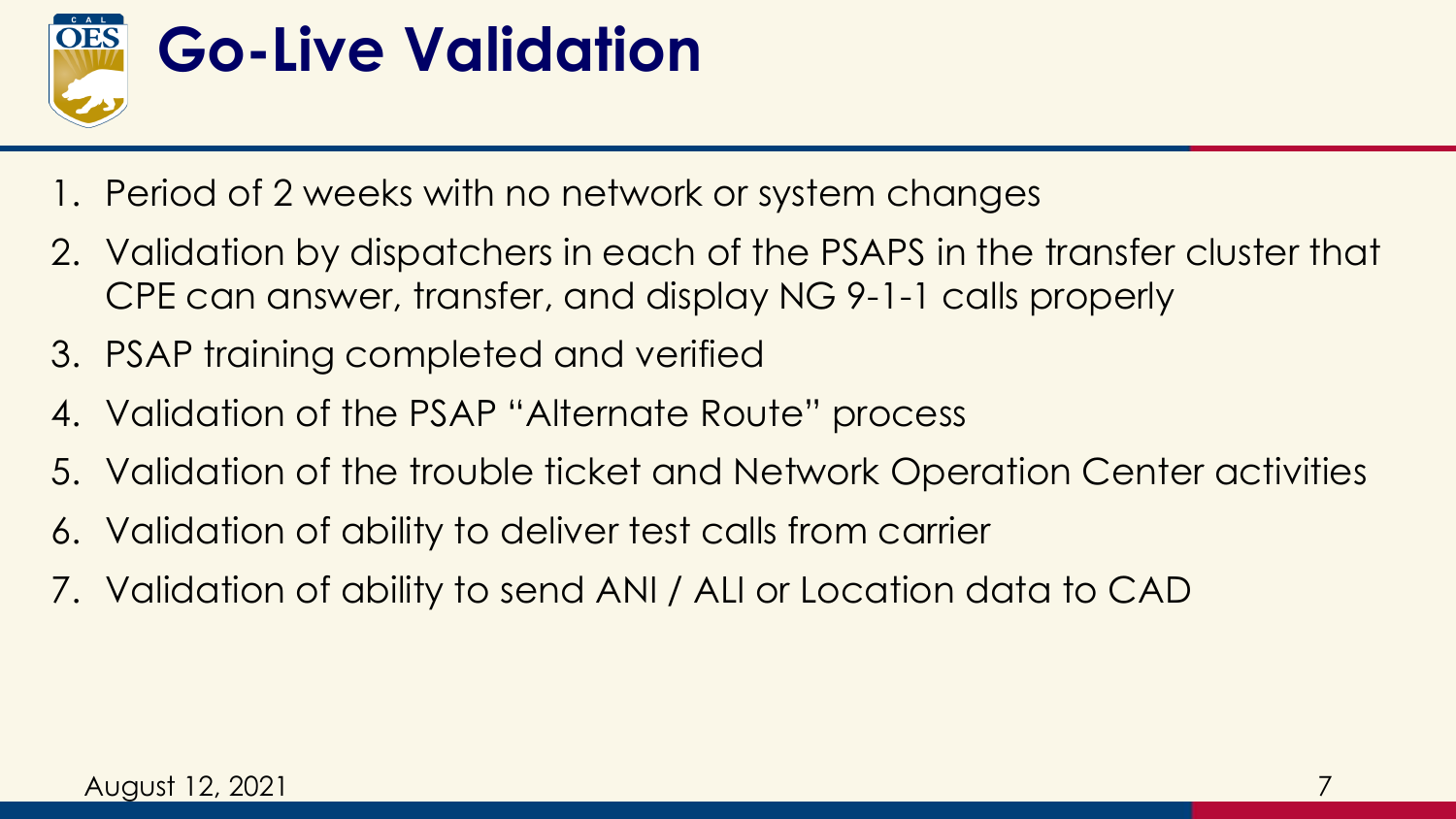# Go-Live Validation

1. Period of 2 weeks with no network or system changes
2. Validation by dispatchers in each of the PSAPS in the transfer cluster that CPE can answer, transfer, and display NG 9-1-1 calls properly
3. PSAP training completed and verified
4. Validation of the PSAP "Alternate Route" process
5. Validation of the trouble ticket and Network Operation Center activities
6. Validation of ability to deliver test calls from carrier
7. Validation of ability to send ANI / ALI or Location data to CAD

August 12, 2021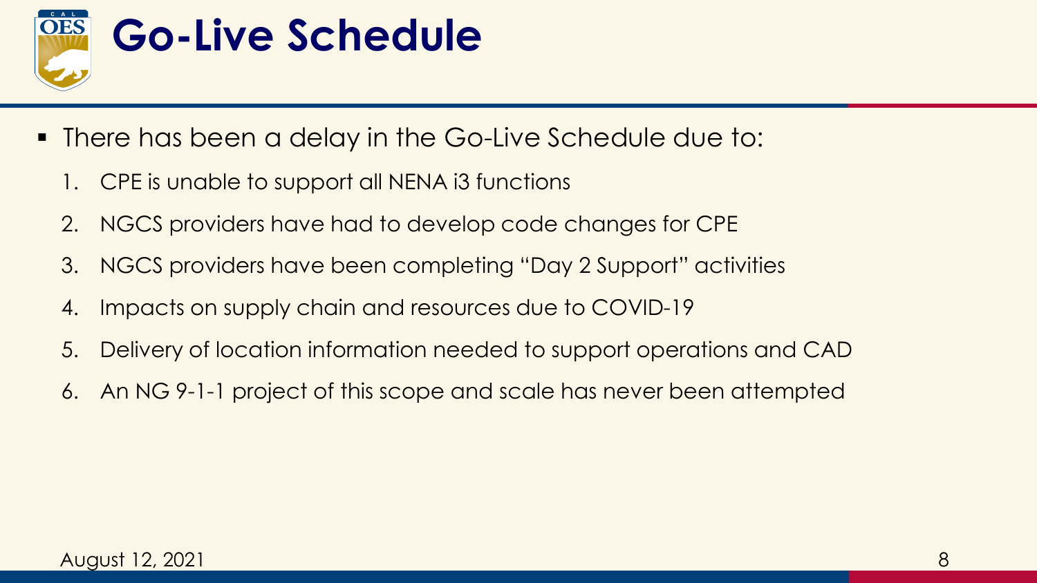# Go-Live Schedule

- There has been a delay in the Go-Live Schedule due to:
  1. CPE is unable to support all NENA i3 functions
  2. NGCS providers have had to develop code changes for CPE
  3. NGCS providers have been completing "Day 2 Support" activities
  4. Impacts on supply chain and resources due to COVID-19
  5. Delivery of location information needed to support operations and CAD
  6. An NG 9-1-1 project of this scope and scale has never been attempted

August 12, 2021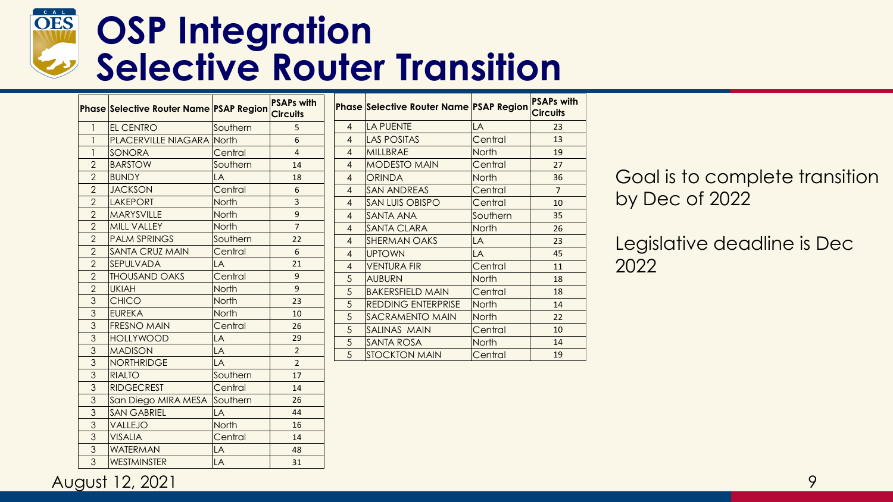# OSP Integration Selective Router Transition

| Phase | Selective Router Name | PSAP Region | PSAPs with Circuits |
|---|---|---|---|
| 1 | EL CENTRO | Southern | 5 |
| 1 | PLACERVILLE NIAGARA | North | 6 |
| 1 | SONORA | Central | 4 |
| 2 | BARSTOW | Southern | 14 |
| 2 | BUNDY | LA | 18 |
| 2 | JACKSON | Central | 6 |
| 2 | LAKEPORT | North | 3 |
| 2 | MARYSVILLE | North | 9 |
| 2 | MILL VALLEY | North | 7 |
| 2 | PALM SPRINGS | Southern | 22 |
| 2 | SANTA CRUZ MAIN | Central | 6 |
| 2 | SEPULVADA | LA | 21 |
| 2 | THOUSAND OAKS | Central | 9 |
| 2 | UKIAH | North | 9 |
| 3 | CHICO | North | 23 |
| 3 | EUREKA | North | 10 |
| 3 | FRESNO MAIN | Central | 26 |
| 3 | HOLLYWOOD | LA | 29 |
| 3 | MADISON | LA | 2 |
| 3 | NORTHRIDGE | LA | 2 |
| 3 | RIALTO | Southern | 17 |
| 3 | RIDGECREST | Central | 14 |
| 3 | San Diego MIRA MESA | Southern | 26 |
| 3 | SAN GABRIEL | LA | 44 |
| 3 | VALLEJO | North | 16 |
| 3 | VISALIA | Central | 14 |
| 3 | WATERMAN | LA | 48 |
| 3 | WESTMINSTER | LA | 31 |
| 4 | LA PUENTE | LA | 23 |
| 4 | LAS POSITAS | Central | 13 |
| 4 | MILLBRAE | North | 19 |
| 4 | MODESTO MAIN | Central | 27 |
| 4 | ORINDA | North | 36 |
| 4 | SAN ANDREAS | Central | 7 |
| 4 | SAN LUIS OBISPO | Central | 10 |
| 4 | SANTA ANA | Southern | 35 |
| 4 | SANTA CLARA | North | 26 |
| 4 | SHERMAN OAKS | LA | 23 |
| 4 | UPTOWN | LA | 45 |
| 4 | VENTURA FIR | Central | 11 |
| 5 | AUBURN | North | 18 |
| 5 | BAKERSFIELD MAIN | Central | 18 |
| 5 | REDDING ENTERPRISE | North | 14 |
| 5 | SACRAMENTO MAIN | North | 22 |
| 5 | SALINAS MAIN | Central | 10 |
| 5 | SANTA ROSA | North | 14 |
| 5 | STOCKTON MAIN | Central | 19 |

Goal is to complete transition by Dec of 2022

Legislative deadline is Dec 2022

August 12, 2021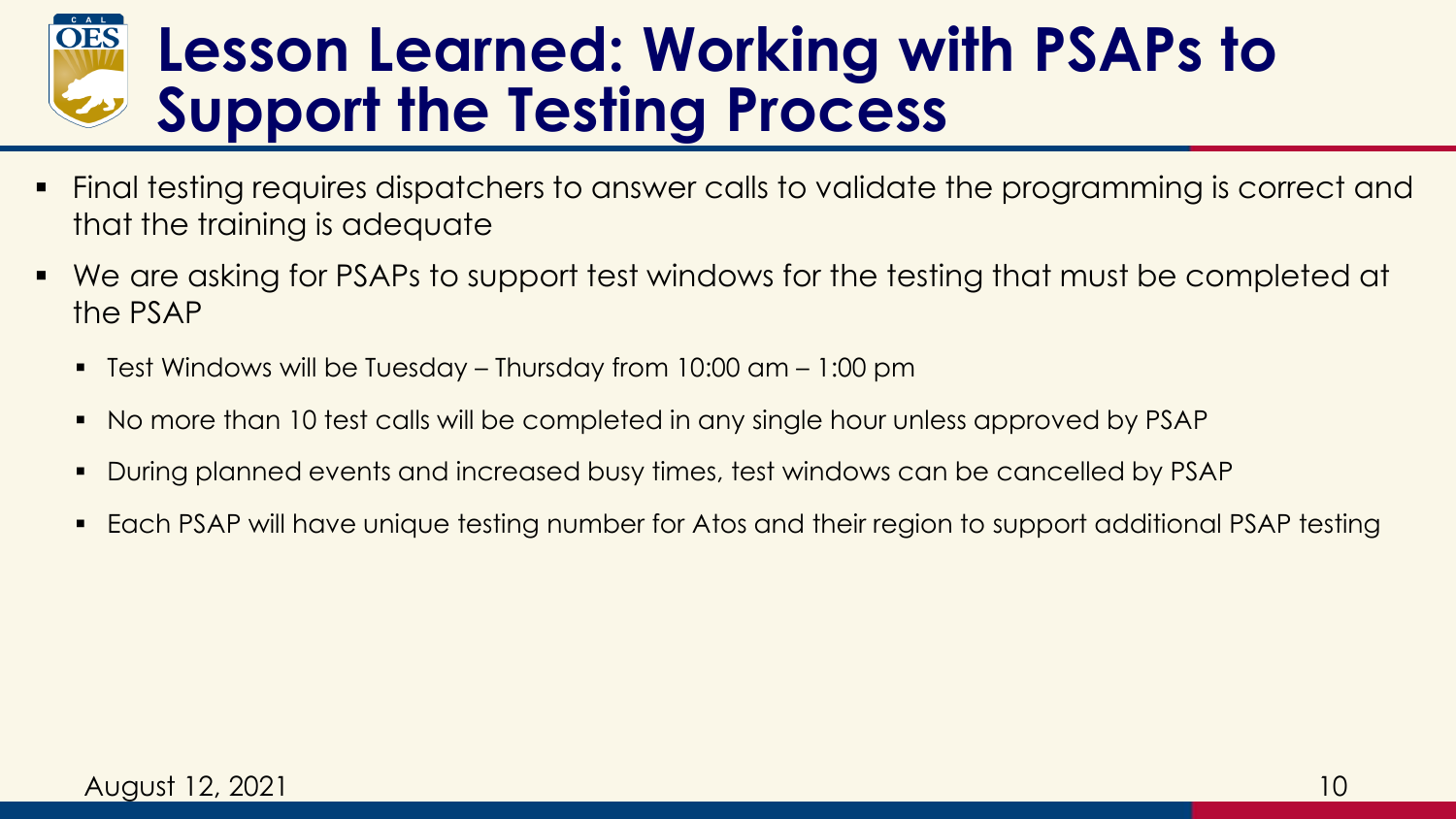# Lesson Learned: Working with PSAPs to Support the Testing Process

- Final testing requires dispatchers to answer calls to validate the programming is correct and that the training is adequate
- We are asking for PSAPs to support test windows for the testing that must be completed at the PSAP
  - Test Windows will be Tuesday – Thursday from 10:00 am – 1:00 pm
  - No more than 10 test calls will be completed in any single hour unless approved by PSAP
  - During planned events and increased busy times, test windows can be cancelled by PSAP
  - Each PSAP will have unique testing number for Atos and their region to support additional PSAP testing

August 12, 2021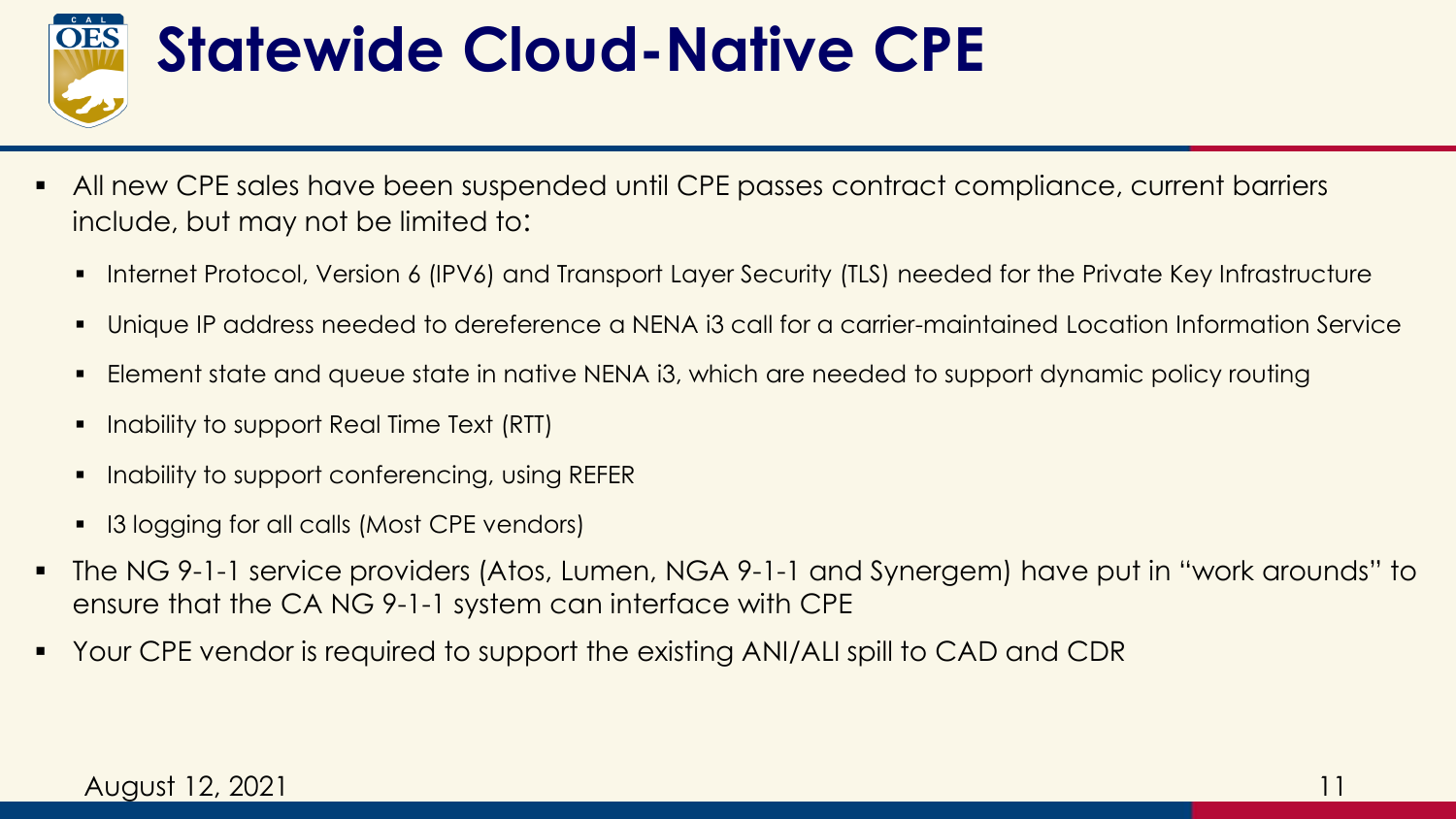# Statewide Cloud-Native CPE

- All new CPE sales have been suspended until CPE passes contract compliance, current barriers include, but may not be limited to:
  - Internet Protocol, Version 6 (IPV6) and Transport Layer Security (TLS) needed for the Private Key Infrastructure
  - Unique IP address needed to dereference a NENA i3 call for a carrier-maintained Location Information Service
  - Element state and queue state in native NENA i3, which are needed to support dynamic policy routing
  - Inability to support Real Time Text (RTT)
  - Inability to support conferencing, using REFER
  - I3 logging for all calls (Most CPE vendors)
- The NG 9-1-1 service providers (Atos, Lumen, NGA 9-1-1 and Synergem) have put in "work arounds" to ensure that the CA NG 9-1-1 system can interface with CPE
- Your CPE vendor is required to support the existing ANI/ALI spill to CAD and CDR

August 12, 2021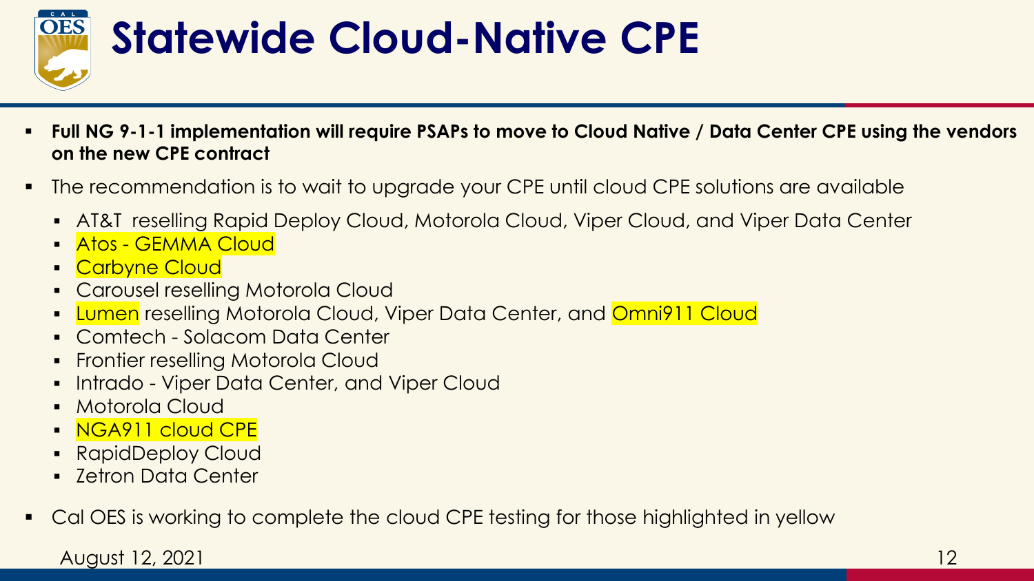# Statewide Cloud-Native CPE

- **Full NG 9-1-1 implementation will require PSAPs to move to Cloud Native / Data Center CPE using the vendors on the new CPE contract**
- The recommendation is to wait to upgrade your CPE until cloud CPE solutions are available
  - AT&T reselling Rapid Deploy Cloud, Motorola Cloud, Viper Cloud, and Viper Data Center
  - Atos - GEMMA Cloud
  - Carbyne Cloud
  - Carousel reselling Motorola Cloud
  - Lumen reselling Motorola Cloud, Viper Data Center, and Omni911 Cloud
  - Comtech - Solacom Data Center
  - Frontier reselling Motorola Cloud
  - Intrado - Viper Data Center, and Viper Cloud
  - Motorola Cloud
  - NGA911 cloud CPE
  - RapidDeploy Cloud
  - Zetron Data Center
- Cal OES is working to complete the cloud CPE testing for those highlighted in yellow

August 12, 2021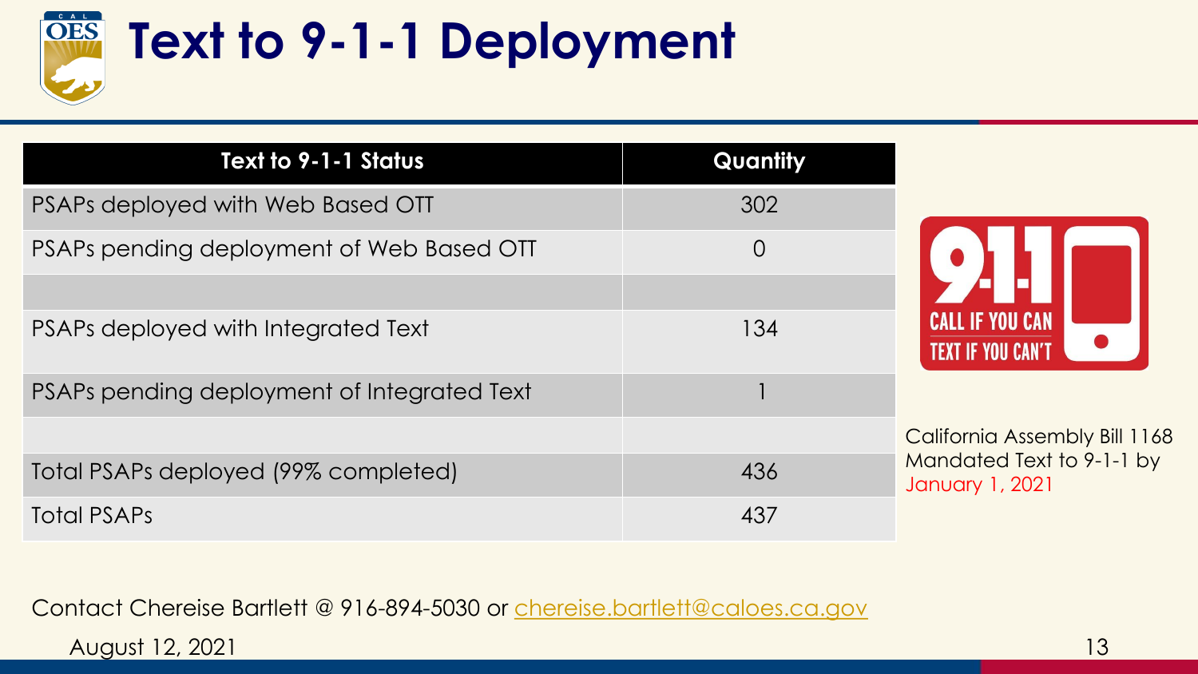# Text to 9-1-1 Deployment

| Text to 9-1-1 Status | Quantity |
|---|---|
| PSAPs deployed with Web Based OTT | 302 |
| PSAPs pending deployment of Web Based OTT | 0 |
| | |
| PSAPs deployed with Integrated Text | 134 |
| PSAPs pending deployment of Integrated Text | 1 |
| | |
| Total PSAPs deployed (99% completed) | 436 |
| Total PSAPs | 437 |

California Assembly Bill 1168 Mandated Text to 9-1-1 by January 1, 2021

Contact Chereise Bartlett @ 916-894-5030 or chereise.bartlett@caloes.ca.gov

August 12, 2021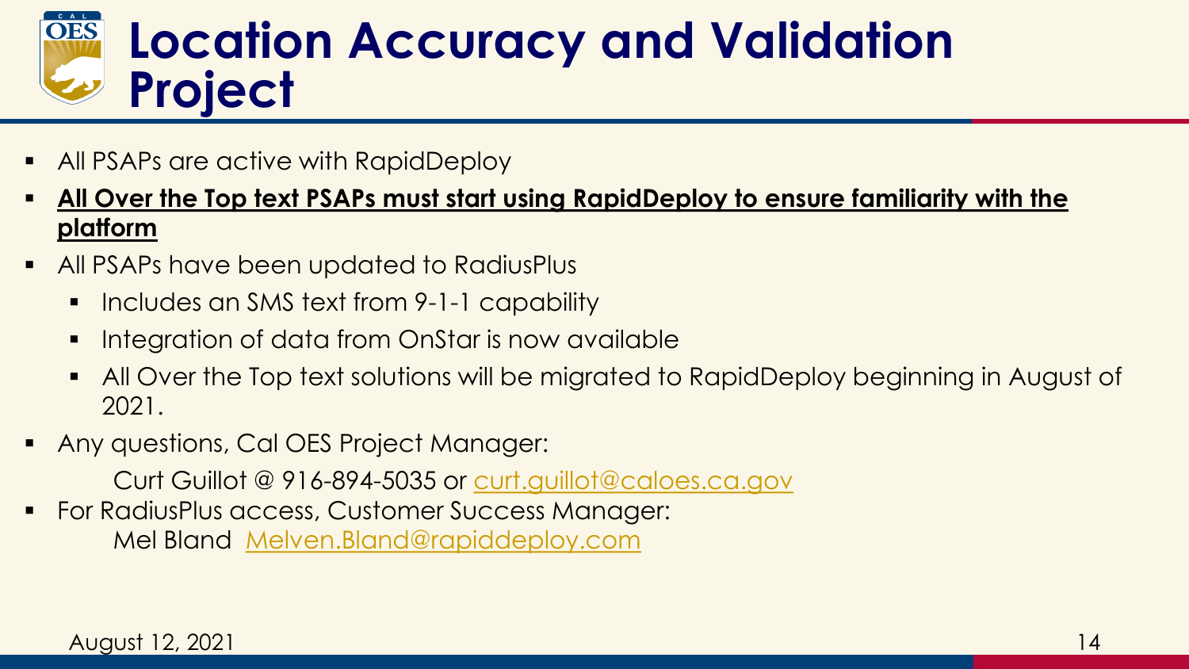# Location Accuracy and Validation Project

- All PSAPs are active with RapidDeploy
- **All Over the Top text PSAPs must start using RapidDeploy to ensure familiarity with the platform**
- All PSAPs have been updated to RadiusPlus
  - Includes an SMS text from 9-1-1 capability
  - Integration of data from OnStar is now available
  - All Over the Top text solutions will be migrated to RapidDeploy beginning in August of 2021.
- Any questions, Cal OES Project Manager:

  Curt Guillot @ 916-894-5035 or curt.guillot@caloes.ca.gov
- For RadiusPlus access, Customer Success Manager:

  Mel Bland Melven.Bland@rapiddeploy.com

August 12, 2021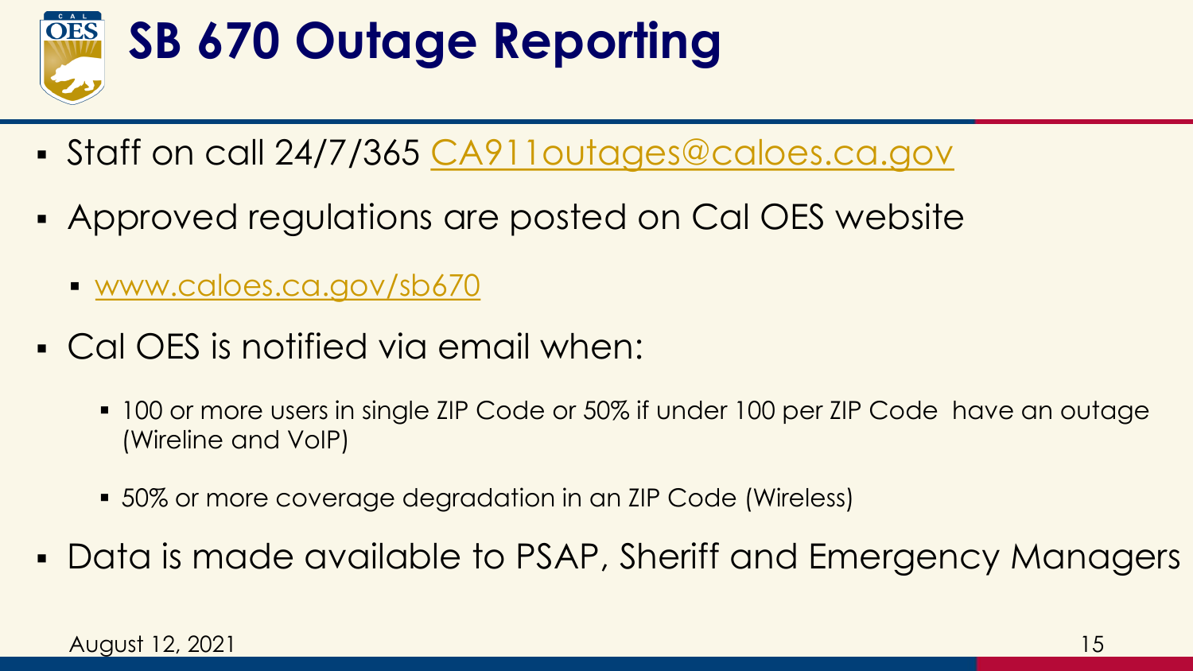# SB 670 Outage Reporting

- Staff on call 24/7/365 [CA911outages@caloes.ca.gov](mailto:CA911outages@caloes.ca.gov)
- Approved regulations are posted on Cal OES website
  - [www.caloes.ca.gov/sb670](http://www.caloes.ca.gov/sb670)
- Cal OES is notified via email when:
  - 100 or more users in single ZIP Code or 50% if under 100 per ZIP Code have an outage (Wireline and VoIP)
  - 50% or more coverage degradation in an ZIP Code (Wireless)
- Data is made available to PSAP, Sheriff and Emergency Managers

August 12, 2021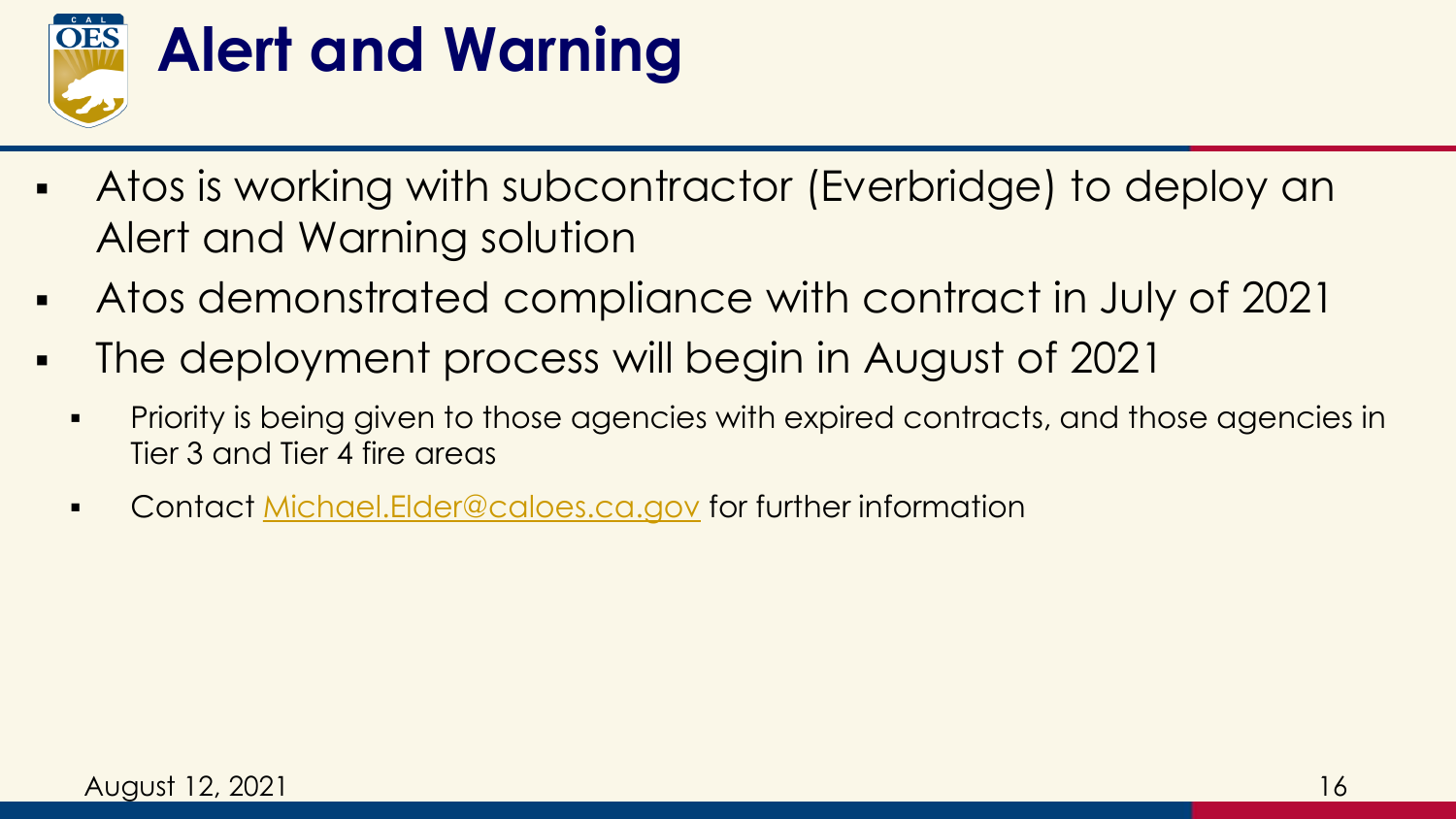# Alert and Warning

- Atos is working with subcontractor (Everbridge) to deploy an Alert and Warning solution
- Atos demonstrated compliance with contract in July of 2021
- The deployment process will begin in August of 2021
  - Priority is being given to those agencies with expired contracts, and those agencies in Tier 3 and Tier 4 fire areas
  - Contact Michael.Elder@caloes.ca.gov for further information

August 12, 2021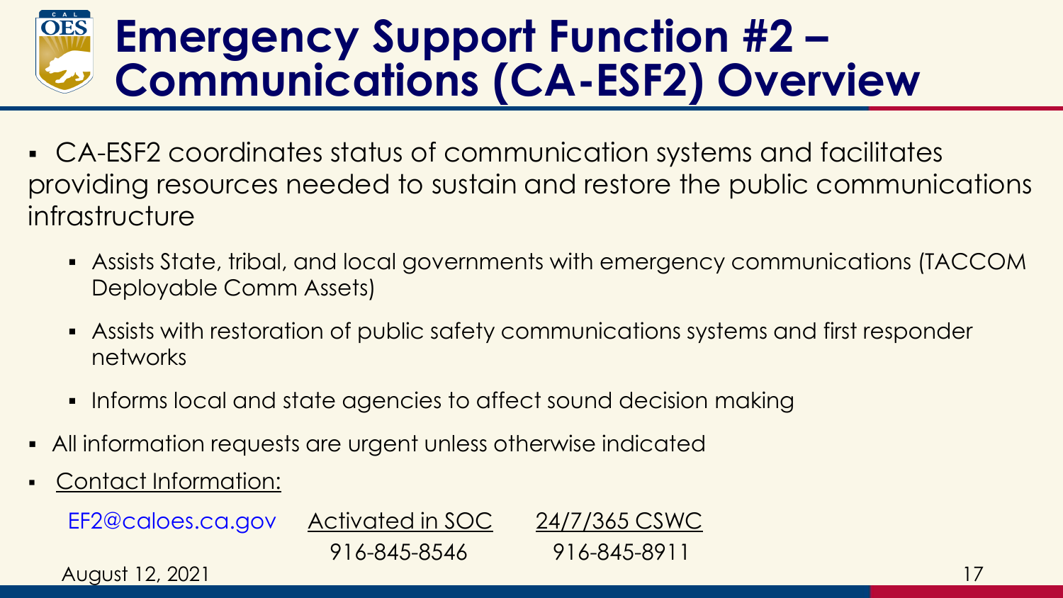# Emergency Support Function #2 – Communications (CA-ESF2) Overview

- CA-ESF2 coordinates status of communication systems and facilitates providing resources needed to sustain and restore the public communications infrastructure
  - Assists State, tribal, and local governments with emergency communications (TACCOM Deployable Comm Assets)
  - Assists with restoration of public safety communications systems and first responder networks
  - Informs local and state agencies to affect sound decision making
- All information requests are urgent unless otherwise indicated
- Contact Information:

| EF2@caloes.ca.gov | Activated in SOC | 24/7/365 CSWC |
| --- | --- | --- |
| | 916-845-8546 | 916-845-8911 |

August 12, 2021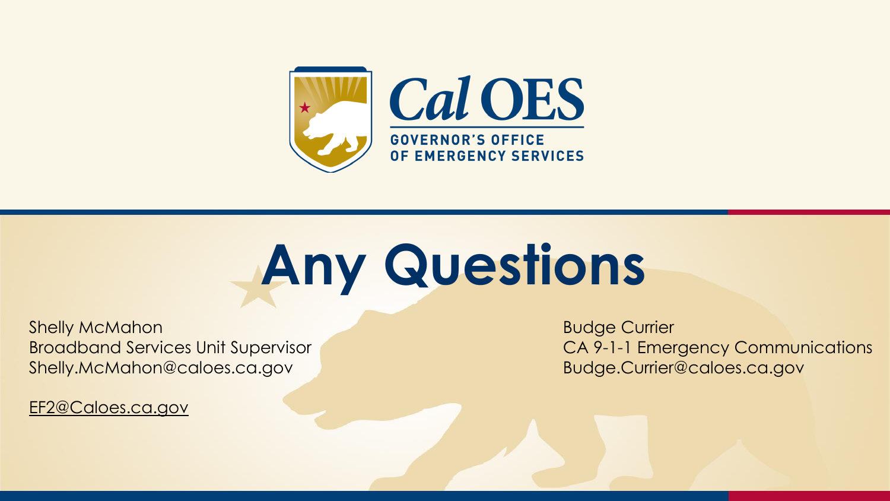Cal OES

GOVERNOR'S OFFICE OF EMERGENCY SERVICES

# Any Questions

Shelly McMahon
Broadband Services Unit Supervisor
Shelly.McMahon@caloes.ca.gov

EF2@Caloes.ca.gov

Budge Currier
CA 9-1-1 Emergency Communications
Budge.Currier@caloes.ca.gov